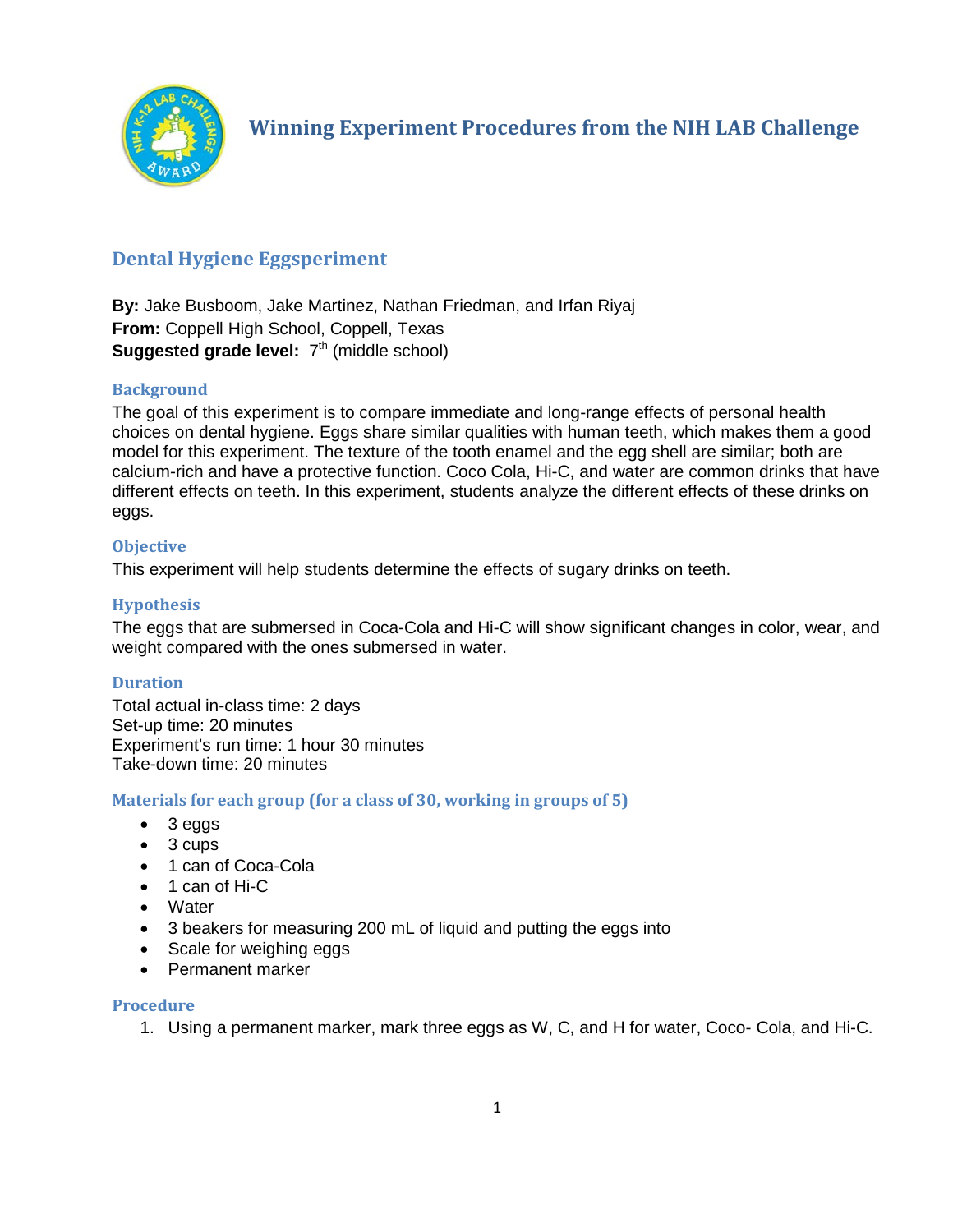# Winning Experiment Procedures from the NIH LAB Challenge

## Dental Hygiene Eggsperiment

**By:** Jake Busboom, Jake Martinez, Nathan Friedman, and Irfan Riyaj
**From:** Coppell High School, Coppell, Texas
**Suggested grade level:** 7th (middle school)

### Background

The goal of this experiment is to compare immediate and long-range effects of personal health choices on dental hygiene. Eggs share similar qualities with human teeth, which makes them a good model for this experiment. The texture of the tooth enamel and the egg shell are similar; both are calcium-rich and have a protective function. Coco Cola, Hi-C, and water are common drinks that have different effects on teeth. In this experiment, students analyze the different effects of these drinks on eggs.

### Objective

This experiment will help students determine the effects of sugary drinks on teeth.

### Hypothesis

The eggs that are submersed in Coca-Cola and Hi-C will show significant changes in color, wear, and weight compared with the ones submersed in water.

### Duration

Total actual in-class time: 2 days
Set-up time: 20 minutes
Experiment's run time: 1 hour 30 minutes
Take-down time: 20 minutes

### Materials for each group (for a class of 30, working in groups of 5)

- 3 eggs
- 3 cups
- 1 can of Coca-Cola
- 1 can of Hi-C
- Water
- 3 beakers for measuring 200 mL of liquid and putting the eggs into
- Scale for weighing eggs
- Permanent marker

### Procedure

1. Using a permanent marker, mark three eggs as W, C, and H for water, Coco- Cola, and Hi-C.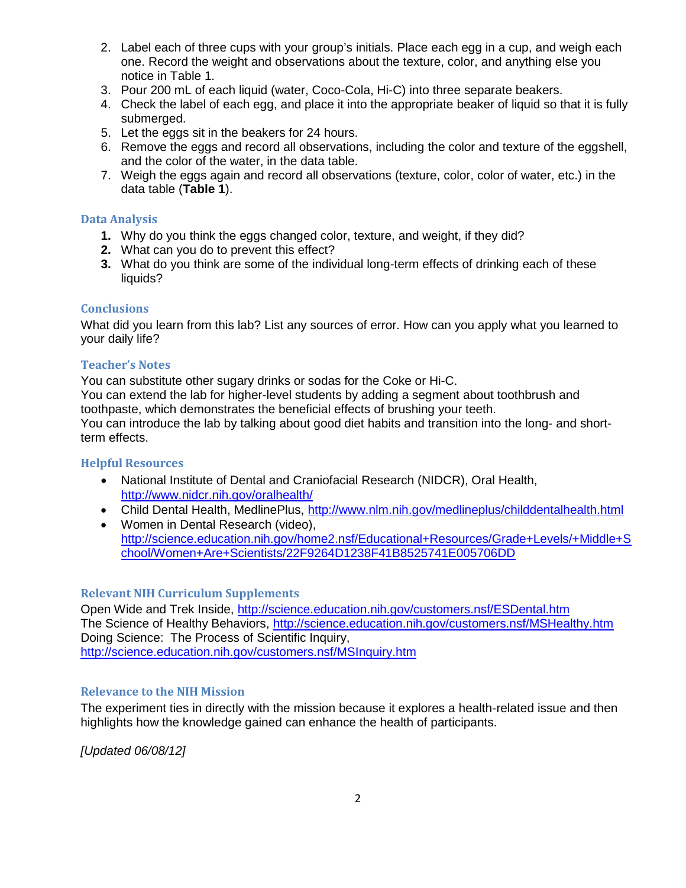2. Label each of three cups with your group's initials. Place each egg in a cup, and weigh each one. Record the weight and observations about the texture, color, and anything else you notice in Table 1.
3. Pour 200 mL of each liquid (water, Coco-Cola, Hi-C) into three separate beakers.
4. Check the label of each egg, and place it into the appropriate beaker of liquid so that it is fully submerged.
5. Let the eggs sit in the beakers for 24 hours.
6. Remove the eggs and record all observations, including the color and texture of the eggshell, and the color of the water, in the data table.
7. Weigh the eggs again and record all observations (texture, color, color of water, etc.) in the data table (**Table 1**).

### Data Analysis

1. Why do you think the eggs changed color, texture, and weight, if they did?
2. What can you do to prevent this effect?
3. What do you think are some of the individual long-term effects of drinking each of these liquids?

### Conclusions

What did you learn from this lab? List any sources of error. How can you apply what you learned to your daily life?

### Teacher's Notes

You can substitute other sugary drinks or sodas for the Coke or Hi-C.
You can extend the lab for higher-level students by adding a segment about toothbrush and toothpaste, which demonstrates the beneficial effects of brushing your teeth.
You can introduce the lab by talking about good diet habits and transition into the long- and short-term effects.

### Helpful Resources

- National Institute of Dental and Craniofacial Research (NIDCR), Oral Health, http://www.nidcr.nih.gov/oralhealth/
- Child Dental Health, MedlinePlus, http://www.nlm.nih.gov/medlineplus/childdentalhealth.html
- Women in Dental Research (video), http://science.education.nih.gov/home2.nsf/Educational+Resources/Grade+Levels/+Middle+School/Women+Are+Scientists/22F9264D1238F41B8525741E005706DD

### Relevant NIH Curriculum Supplements

Open Wide and Trek Inside, http://science.education.nih.gov/customers.nsf/ESDental.htm
The Science of Healthy Behaviors, http://science.education.nih.gov/customers.nsf/MSHealthy.htm
Doing Science: The Process of Scientific Inquiry, http://science.education.nih.gov/customers.nsf/MSInquiry.htm

### Relevance to the NIH Mission

The experiment ties in directly with the mission because it explores a health-related issue and then highlights how the knowledge gained can enhance the health of participants.

*[Updated 06/08/12]*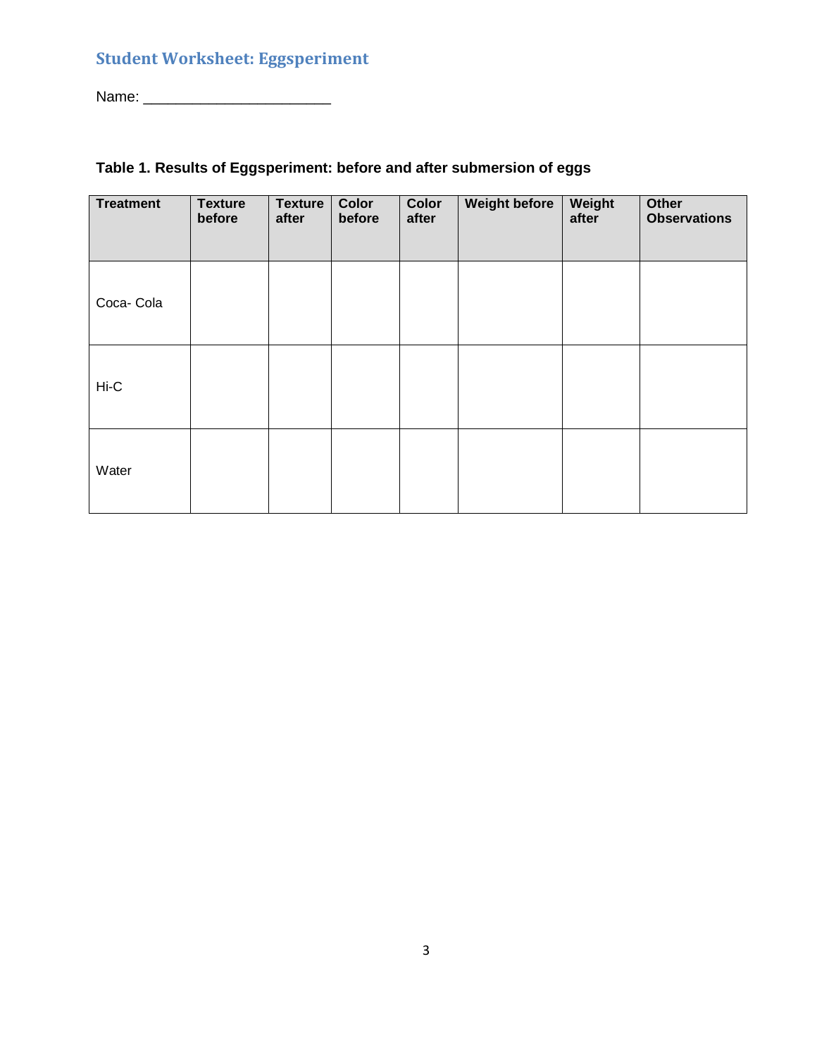## Student Worksheet: Eggsperiment

Name: ______________________

**Table 1. Results of Eggsperiment: before and after submersion of eggs**

| Treatment | Texture before | Texture after | Color before | Color after | Weight before | Weight after | Other Observations |
|---|---|---|---|---|---|---|---|
| Coca- Cola | | | | | | | |
| Hi-C | | | | | | | |
| Water | | | | | | | |